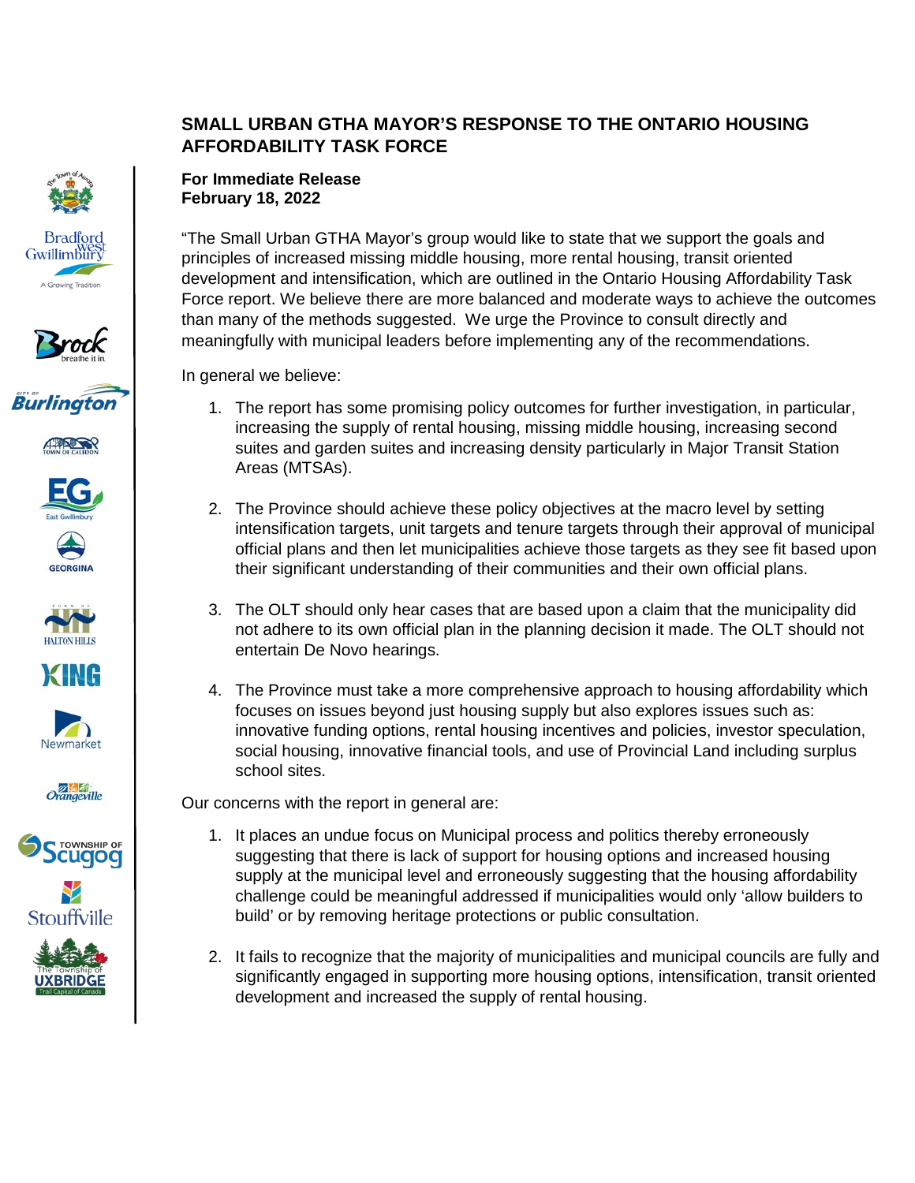# SMALL URBAN GTHA MAYOR'S RESPONSE TO THE ONTARIO HOUSING AFFORDABILITY TASK FORCE

**For Immediate Release**
**February 18, 2022**

"The Small Urban GTHA Mayor's group would like to state that we support the goals and principles of increased missing middle housing, more rental housing, transit oriented development and intensification, which are outlined in the Ontario Housing Affordability Task Force report. We believe there are more balanced and moderate ways to achieve the outcomes than many of the methods suggested. We urge the Province to consult directly and meaningfully with municipal leaders before implementing any of the recommendations.

In general we believe:

1. The report has some promising policy outcomes for further investigation, in particular, increasing the supply of rental housing, missing middle housing, increasing second suites and garden suites and increasing density particularly in Major Transit Station Areas (MTSAs).

2. The Province should achieve these policy objectives at the macro level by setting intensification targets, unit targets and tenure targets through their approval of municipal official plans and then let municipalities achieve those targets as they see fit based upon their significant understanding of their communities and their own official plans.

3. The OLT should only hear cases that are based upon a claim that the municipality did not adhere to its own official plan in the planning decision it made. The OLT should not entertain De Novo hearings.

4. The Province must take a more comprehensive approach to housing affordability which focuses on issues beyond just housing supply but also explores issues such as: innovative funding options, rental housing incentives and policies, investor speculation, social housing, innovative financial tools, and use of Provincial Land including surplus school sites.

Our concerns with the report in general are:

1. It places an undue focus on Municipal process and politics thereby erroneously suggesting that there is lack of support for housing options and increased housing supply at the municipal level and erroneously suggesting that the housing affordability challenge could be meaningful addressed if municipalities would only 'allow builders to build' or by removing heritage protections or public consultation.

2. It fails to recognize that the majority of municipalities and municipal councils are fully and significantly engaged in supporting more housing options, intensification, transit oriented development and increased the supply of rental housing.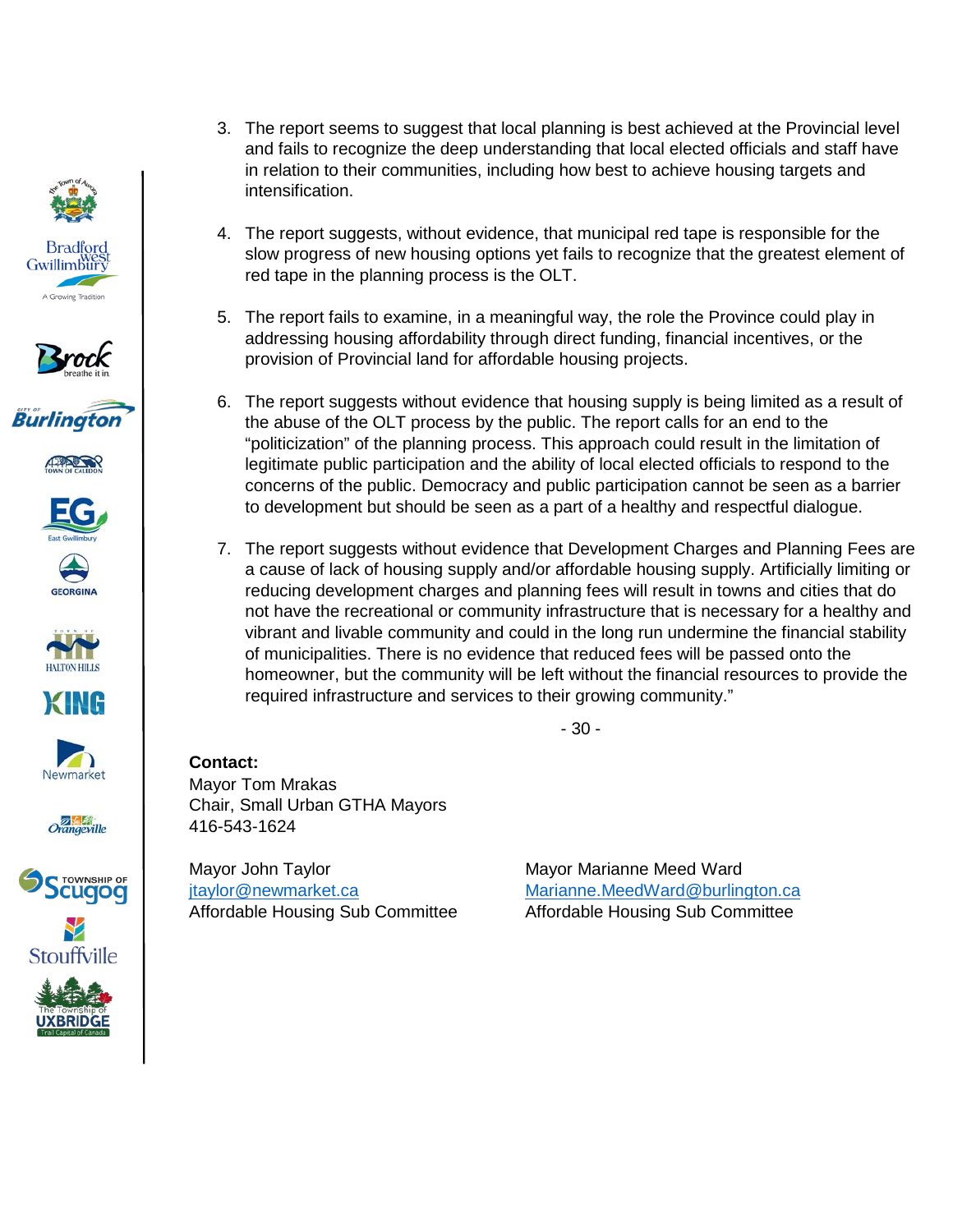3. The report seems to suggest that local planning is best achieved at the Provincial level and fails to recognize the deep understanding that local elected officials and staff have in relation to their communities, including how best to achieve housing targets and intensification.

4. The report suggests, without evidence, that municipal red tape is responsible for the slow progress of new housing options yet fails to recognize that the greatest element of red tape in the planning process is the OLT.

5. The report fails to examine, in a meaningful way, the role the Province could play in addressing housing affordability through direct funding, financial incentives, or the provision of Provincial land for affordable housing projects.

6. The report suggests without evidence that housing supply is being limited as a result of the abuse of the OLT process by the public. The report calls for an end to the "politicization" of the planning process. This approach could result in the limitation of legitimate public participation and the ability of local elected officials to respond to the concerns of the public. Democracy and public participation cannot be seen as a barrier to development but should be seen as a part of a healthy and respectful dialogue.

7. The report suggests without evidence that Development Charges and Planning Fees are a cause of lack of housing supply and/or affordable housing supply. Artificially limiting or reducing development charges and planning fees will result in towns and cities that do not have the recreational or community infrastructure that is necessary for a healthy and vibrant and livable community and could in the long run undermine the financial stability of municipalities. There is no evidence that reduced fees will be passed onto the homeowner, but the community will be left without the financial resources to provide the required infrastructure and services to their growing community."

- 30 -

**Contact:**
Mayor Tom Mrakas
Chair, Small Urban GTHA Mayors
416-543-1624

Mayor John Taylor
jtaylor@newmarket.ca
Affordable Housing Sub Committee

Mayor Marianne Meed Ward
Marianne.MeedWard@burlington.ca
Affordable Housing Sub Committee